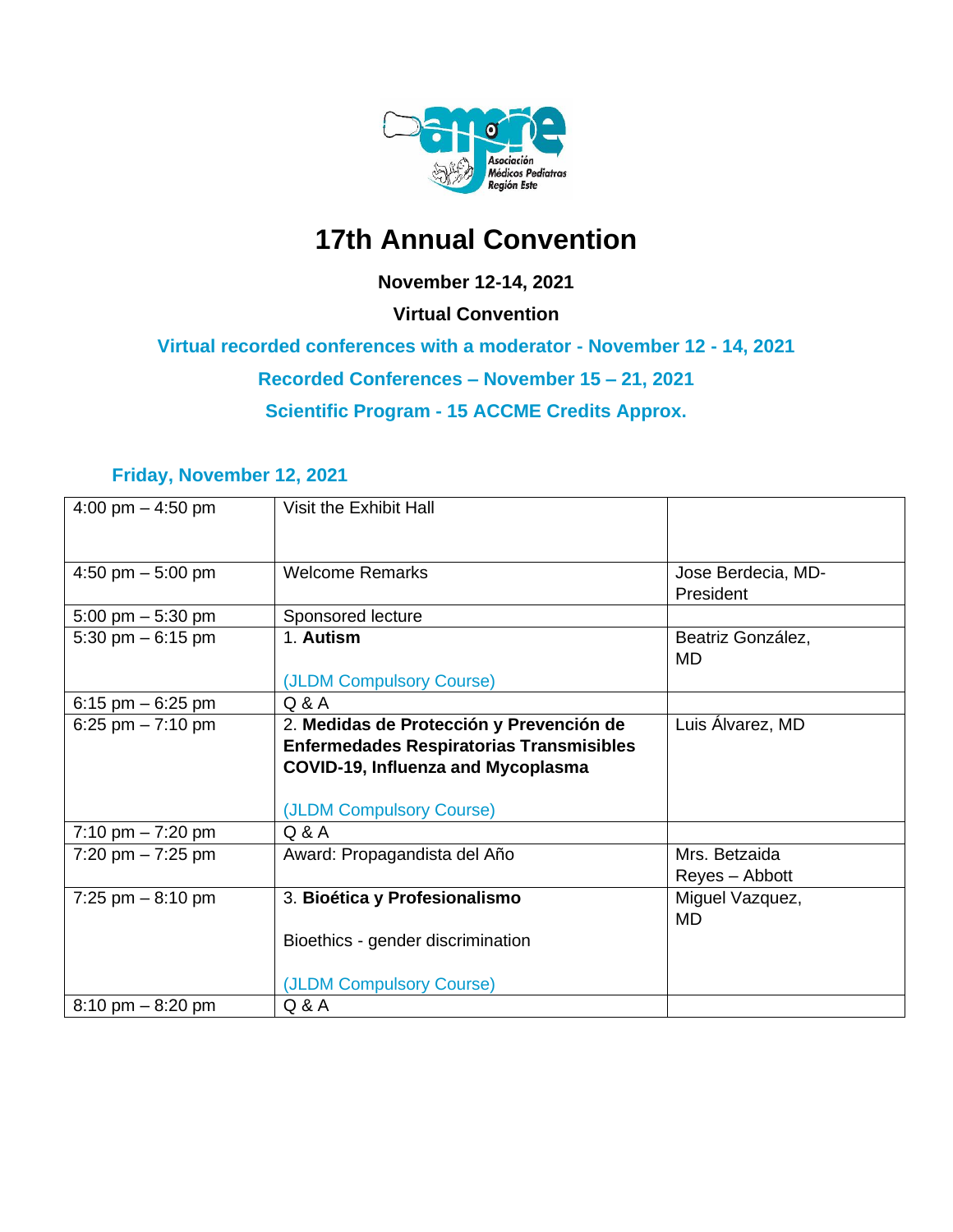# 17th Annual Convention

**November 12-14, 2021**

**Virtual Convention**

**Virtual recorded conferences with a moderator - November 12 - 14, 2021**

**Recorded Conferences – November 15 – 21, 2021**

**Scientific Program - 15 ACCME Credits Approx.**

## Friday, November 12, 2021

| | | |
|---|---|---|
| 4:00 pm – 4:50 pm | Visit the Exhibit Hall | |
| 4:50 pm – 5:00 pm | Welcome Remarks | Jose Berdecia, MD- President |
| 5:00 pm – 5:30 pm | Sponsored lecture | |
| 5:30 pm – 6:15 pm | 1. **Autism**<br><br>(JLDM Compulsory Course) | Beatriz González, MD |
| 6:15 pm – 6:25 pm | Q & A | |
| 6:25 pm – 7:10 pm | 2. **Medidas de Protección y Prevención de Enfermedades Respiratorias Transmisibles COVID-19, Influenza and Mycoplasma**<br><br>(JLDM Compulsory Course) | Luis Álvarez, MD |
| 7:10 pm – 7:20 pm | Q & A | |
| 7:20 pm – 7:25 pm | Award: Propagandista del Año | Mrs. Betzaida Reyes – Abbott |
| 7:25 pm – 8:10 pm | 3. **Bioética y Profesionalismo**<br><br>Bioethics - gender discrimination<br><br>(JLDM Compulsory Course) | Miguel Vazquez, MD |
| 8:10 pm – 8:20 pm | Q & A | |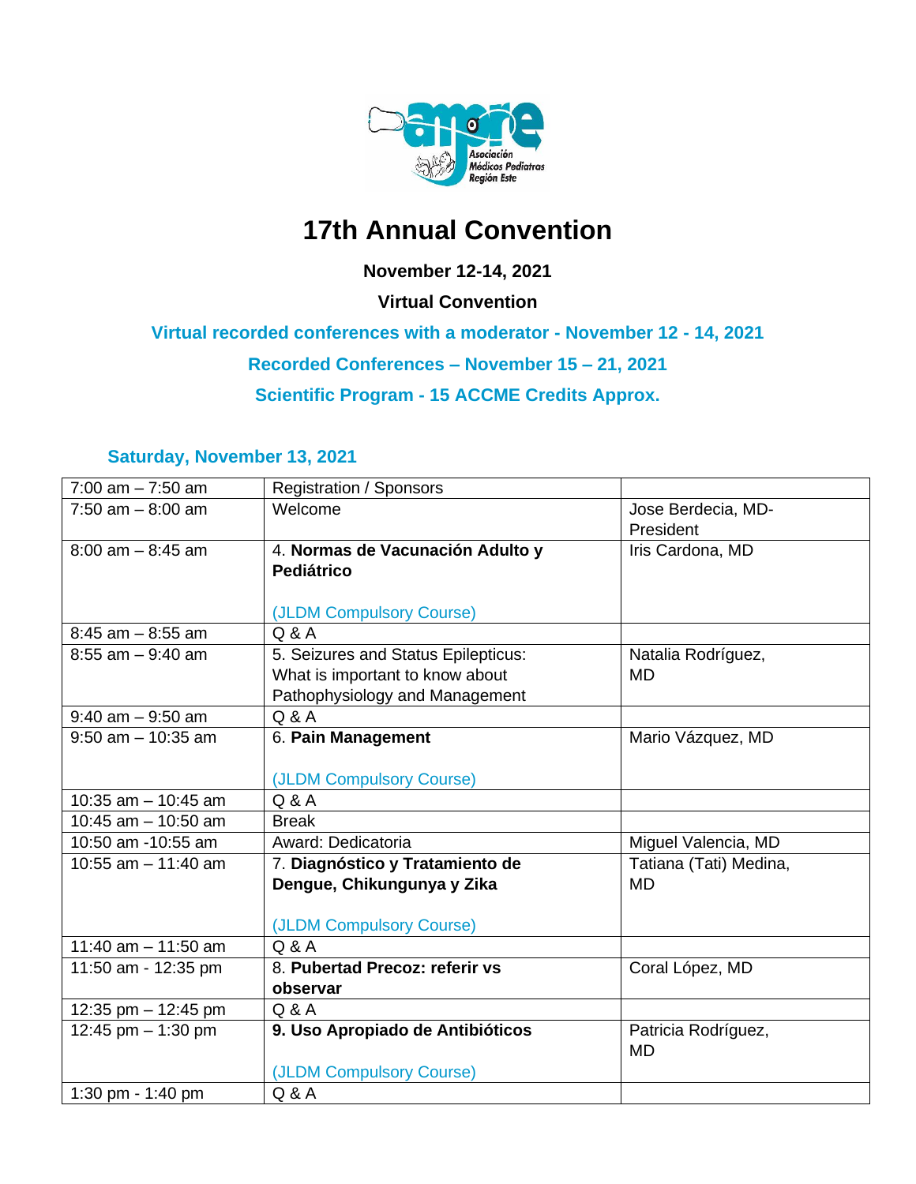# 17th Annual Convention

**November 12-14, 2021**

**Virtual Convention**

**Virtual recorded conferences with a moderator - November 12 - 14, 2021**

**Recorded Conferences – November 15 – 21, 2021**

**Scientific Program - 15 ACCME Credits Approx.**

## Saturday, November 13, 2021

| | | |
|---|---|---|
| 7:00 am – 7:50 am | Registration / Sponsors | |
| 7:50 am – 8:00 am | Welcome | Jose Berdecia, MD-President |
| 8:00 am – 8:45 am | 4. **Normas de Vacunación Adulto y Pediátrico**<br><br>(JLDM Compulsory Course) | Iris Cardona, MD |
| 8:45 am – 8:55 am | Q & A | |
| 8:55 am – 9:40 am | 5. Seizures and Status Epilepticus: What is important to know about Pathophysiology and Management | Natalia Rodríguez, MD |
| 9:40 am – 9:50 am | Q & A | |
| 9:50 am – 10:35 am | 6. **Pain Management**<br><br>(JLDM Compulsory Course) | Mario Vázquez, MD |
| 10:35 am – 10:45 am | Q & A | |
| 10:45 am – 10:50 am | Break | |
| 10:50 am -10:55 am | Award: Dedicatoria | Miguel Valencia, MD |
| 10:55 am – 11:40 am | 7. **Diagnóstico y Tratamiento de Dengue, Chikungunya y Zika**<br><br>(JLDM Compulsory Course) | Tatiana (Tati) Medina, MD |
| 11:40 am – 11:50 am | Q & A | |
| 11:50 am - 12:35 pm | 8. **Pubertad Precoz: referir vs observar** | Coral López, MD |
| 12:35 pm – 12:45 pm | Q & A | |
| 12:45 pm – 1:30 pm | **9. Uso Apropiado de Antibióticos**<br><br>(JLDM Compulsory Course) | Patricia Rodríguez, MD |
| 1:30 pm - 1:40 pm | Q & A | |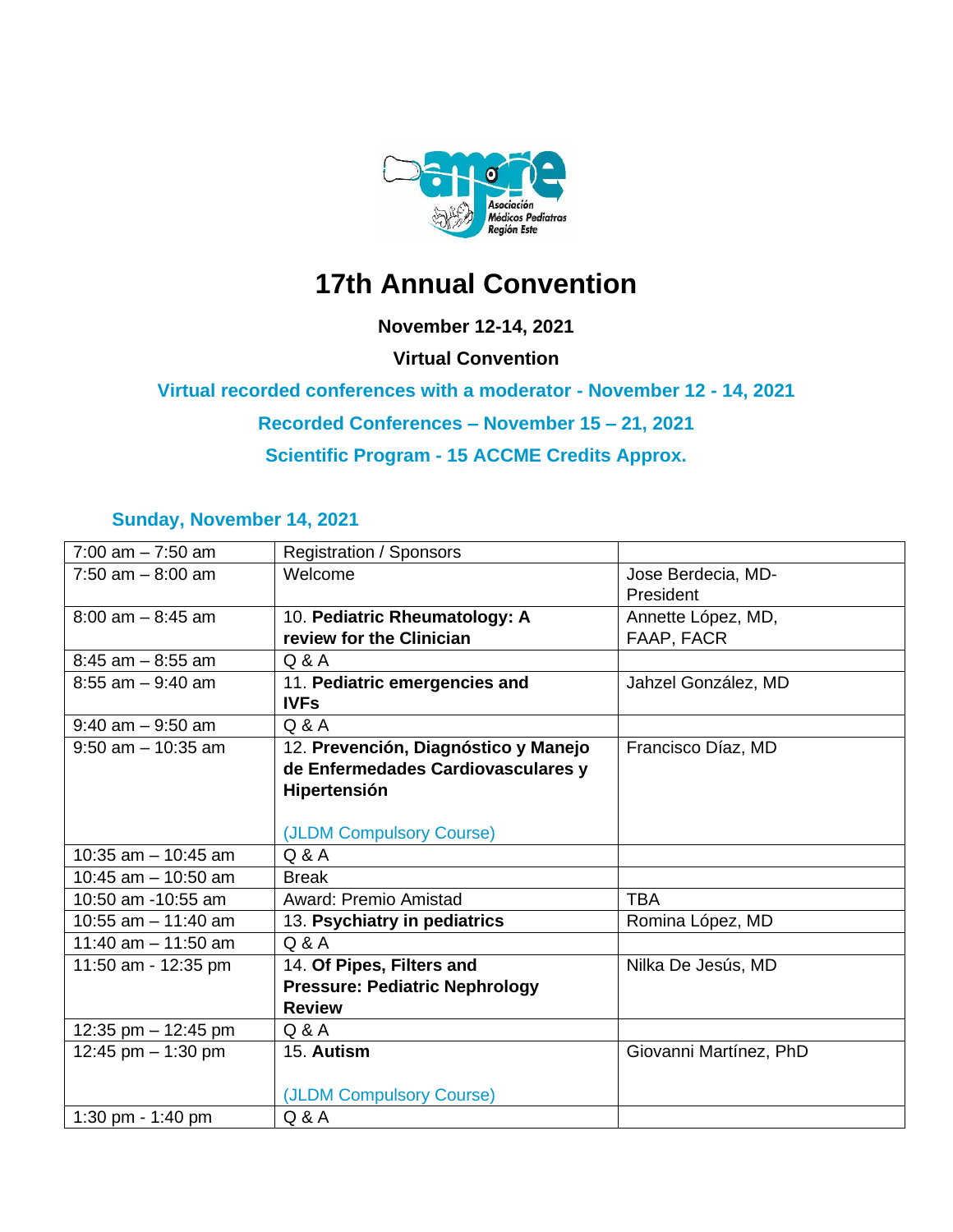# 17th Annual Convention

**November 12-14, 2021**

**Virtual Convention**

**Virtual recorded conferences with a moderator - November 12 - 14, 2021**

**Recorded Conferences – November 15 – 21, 2021**

**Scientific Program - 15 ACCME Credits Approx.**

## Sunday, November 14, 2021

| | | |
|---|---|---|
| 7:00 am – 7:50 am | Registration / Sponsors | |
| 7:50 am – 8:00 am | Welcome | Jose Berdecia, MD-President |
| 8:00 am – 8:45 am | 10. **Pediatric Rheumatology: A review for the Clinician** | Annette López, MD, FAAP, FACR |
| 8:45 am – 8:55 am | Q & A | |
| 8:55 am – 9:40 am | 11. **Pediatric emergencies and IVFs** | Jahzel González, MD |
| 9:40 am – 9:50 am | Q & A | |
| 9:50 am – 10:35 am | 12. **Prevención, Diagnóstico y Manejo de Enfermedades Cardiovasculares y Hipertensión** (JLDM Compulsory Course) | Francisco Díaz, MD |
| 10:35 am – 10:45 am | Q & A | |
| 10:45 am – 10:50 am | Break | |
| 10:50 am -10:55 am | Award: Premio Amistad | TBA |
| 10:55 am – 11:40 am | 13. **Psychiatry in pediatrics** | Romina López, MD |
| 11:40 am – 11:50 am | Q & A | |
| 11:50 am - 12:35 pm | 14. **Of Pipes, Filters and Pressure: Pediatric Nephrology Review** | Nilka De Jesús, MD |
| 12:35 pm – 12:45 pm | Q & A | |
| 12:45 pm – 1:30 pm | 15. **Autism** (JLDM Compulsory Course) | Giovanni Martínez, PhD |
| 1:30 pm - 1:40 pm | Q & A | |